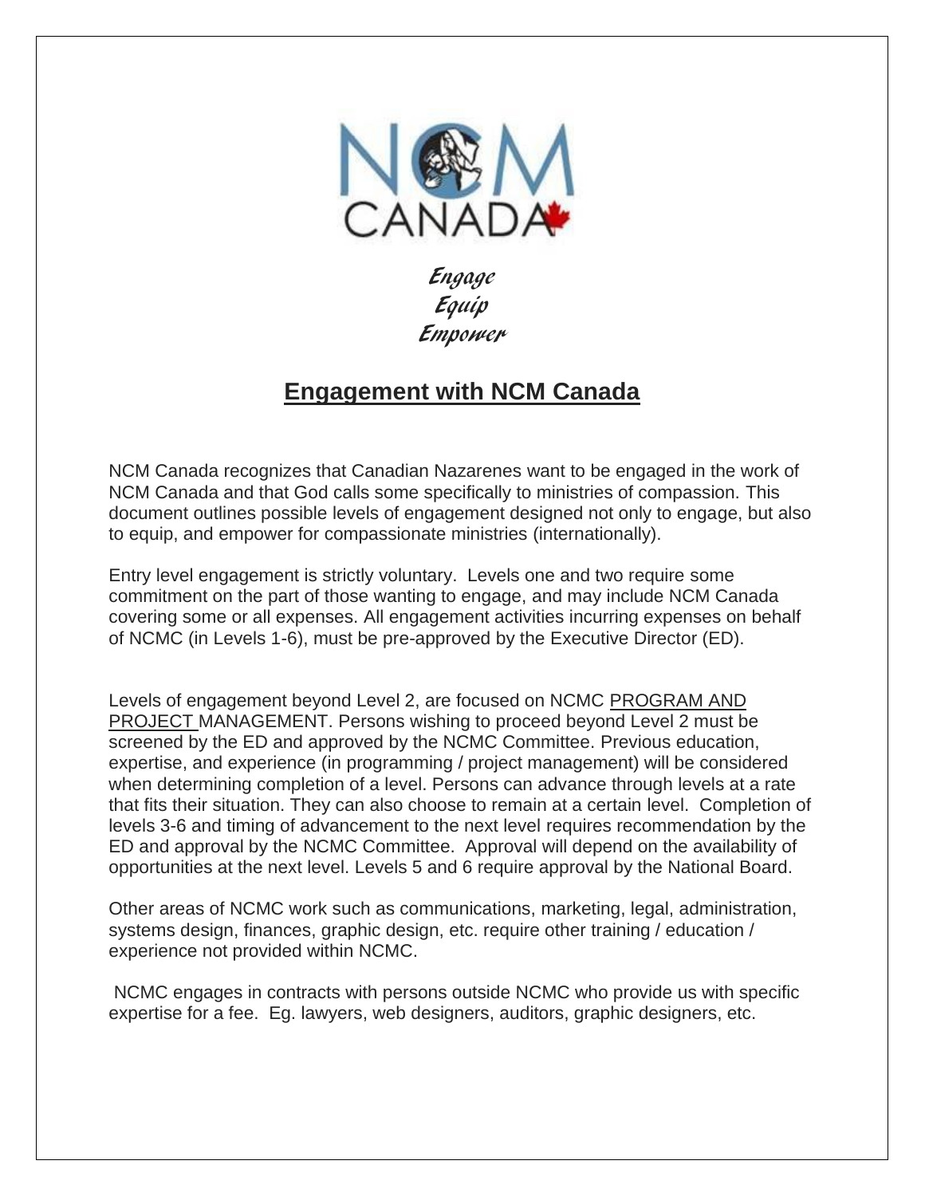NCM CANADA

*Engage*
*Equip*
*Empower*

# Engagement with NCM Canada

NCM Canada recognizes that Canadian Nazarenes want to be engaged in the work of NCM Canada and that God calls some specifically to ministries of compassion. This document outlines possible levels of engagement designed not only to engage, but also to equip, and empower for compassionate ministries (internationally).

Entry level engagement is strictly voluntary. Levels one and two require some commitment on the part of those wanting to engage, and may include NCM Canada covering some or all expenses. All engagement activities incurring expenses on behalf of NCMC (in Levels 1-6), must be pre-approved by the Executive Director (ED).

Levels of engagement beyond Level 2, are focused on NCMC PROGRAM AND PROJECT MANAGEMENT. Persons wishing to proceed beyond Level 2 must be screened by the ED and approved by the NCMC Committee. Previous education, expertise, and experience (in programming / project management) will be considered when determining completion of a level. Persons can advance through levels at a rate that fits their situation. They can also choose to remain at a certain level. Completion of levels 3-6 and timing of advancement to the next level requires recommendation by the ED and approval by the NCMC Committee. Approval will depend on the availability of opportunities at the next level. Levels 5 and 6 require approval by the National Board.

Other areas of NCMC work such as communications, marketing, legal, administration, systems design, finances, graphic design, etc. require other training / education / experience not provided within NCMC.

NCMC engages in contracts with persons outside NCMC who provide us with specific expertise for a fee. Eg. lawyers, web designers, auditors, graphic designers, etc.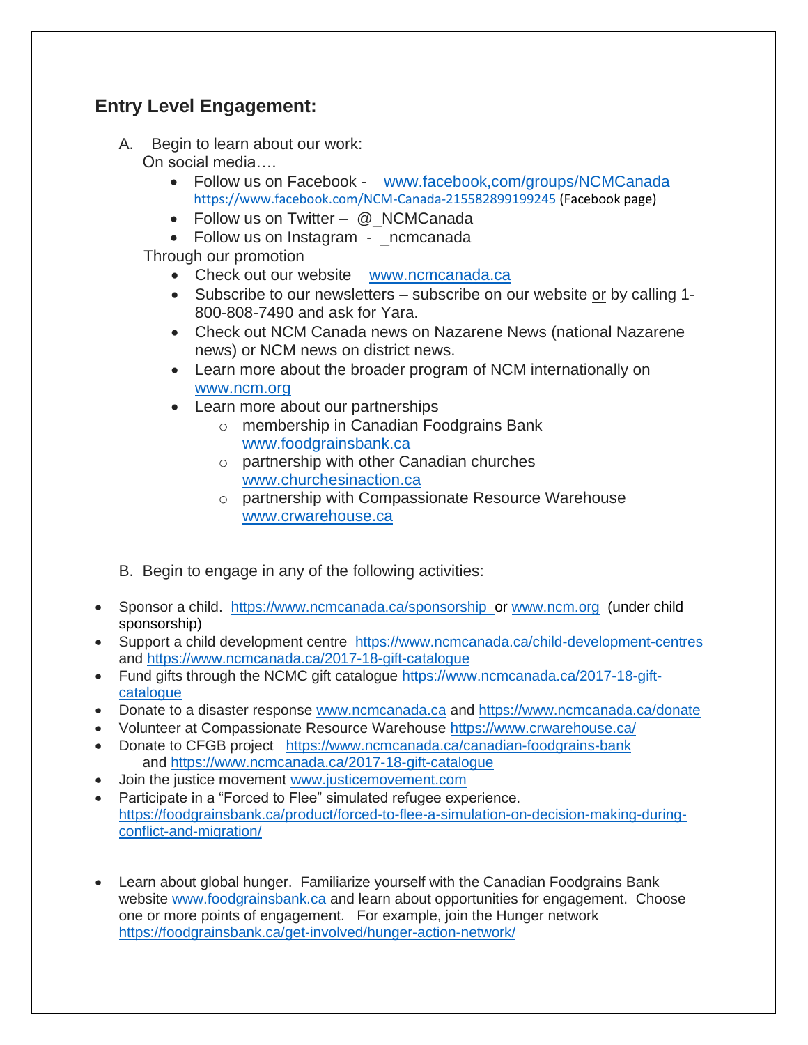## Entry Level Engagement:

A. Begin to learn about our work:

On social media….

- Follow us on Facebook - www.facebook,com/groups/NCMCanada https://www.facebook.com/NCM-Canada-215582899199245 (Facebook page)
- Follow us on Twitter – @_NCMCanada
- Follow us on Instagram - _ncmcanada

Through our promotion

- Check out our website www.ncmcanada.ca
- Subscribe to our newsletters – subscribe on our website or by calling 1-800-808-7490 and ask for Yara.
- Check out NCM Canada news on Nazarene News (national Nazarene news) or NCM news on district news.
- Learn more about the broader program of NCM internationally on www.ncm.org
- Learn more about our partnerships
  - membership in Canadian Foodgrains Bank www.foodgrainsbank.ca
  - partnership with other Canadian churches www.churchesinaction.ca
  - partnership with Compassionate Resource Warehouse www.crwarehouse.ca

B. Begin to engage in any of the following activities:

- Sponsor a child. https://www.ncmcanada.ca/sponsorship or www.ncm.org (under child sponsorship)
- Support a child development centre https://www.ncmcanada.ca/child-development-centres and https://www.ncmcanada.ca/2017-18-gift-catalogue
- Fund gifts through the NCMC gift catalogue https://www.ncmcanada.ca/2017-18-gift-catalogue
- Donate to a disaster response www.ncmcanada.ca and https://www.ncmcanada.ca/donate
- Volunteer at Compassionate Resource Warehouse https://www.crwarehouse.ca/
- Donate to CFGB project https://www.ncmcanada.ca/canadian-foodgrains-bank and https://www.ncmcanada.ca/2017-18-gift-catalogue
- Join the justice movement www.justicemovement.com
- Participate in a "Forced to Flee" simulated refugee experience. https://foodgrainsbank.ca/product/forced-to-flee-a-simulation-on-decision-making-during-conflict-and-migration/

- Learn about global hunger. Familiarize yourself with the Canadian Foodgrains Bank website www.foodgrainsbank.ca and learn about opportunities for engagement. Choose one or more points of engagement. For example, join the Hunger network https://foodgrainsbank.ca/get-involved/hunger-action-network/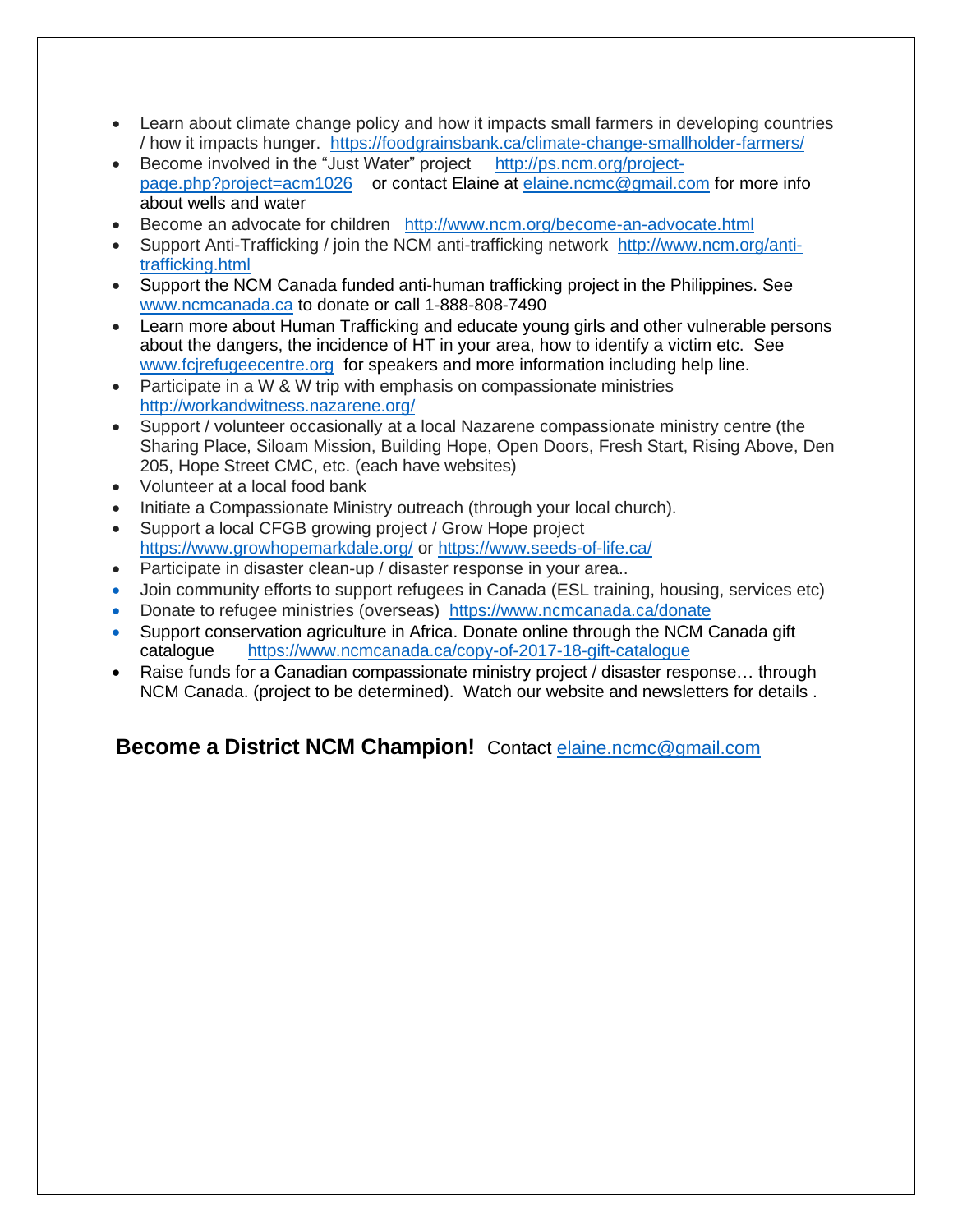- Learn about climate change policy and how it impacts small farmers in developing countries / how it impacts hunger. https://foodgrainsbank.ca/climate-change-smallholder-farmers/
- Become involved in the "Just Water" project http://ps.ncm.org/project-page.php?project=acm1026 or contact Elaine at elaine.ncmc@gmail.com for more info about wells and water
- Become an advocate for children http://www.ncm.org/become-an-advocate.html
- Support Anti-Trafficking / join the NCM anti-trafficking network http://www.ncm.org/anti-trafficking.html
- Support the NCM Canada funded anti-human trafficking project in the Philippines. See www.ncmcanada.ca to donate or call 1-888-808-7490
- Learn more about Human Trafficking and educate young girls and other vulnerable persons about the dangers, the incidence of HT in your area, how to identify a victim etc. See www.fcjrefugeecentre.org for speakers and more information including help line.
- Participate in a W & W trip with emphasis on compassionate ministries http://workandwitness.nazarene.org/
- Support / volunteer occasionally at a local Nazarene compassionate ministry centre (the Sharing Place, Siloam Mission, Building Hope, Open Doors, Fresh Start, Rising Above, Den 205, Hope Street CMC, etc. (each have websites)
- Volunteer at a local food bank
- Initiate a Compassionate Ministry outreach (through your local church).
- Support a local CFGB growing project / Grow Hope project https://www.growhopemarkdale.org/ or https://www.seeds-of-life.ca/
- Participate in disaster clean-up / disaster response in your area..
- Join community efforts to support refugees in Canada (ESL training, housing, services etc)
- Donate to refugee ministries (overseas) https://www.ncmcanada.ca/donate
- Support conservation agriculture in Africa. Donate online through the NCM Canada gift catalogue https://www.ncmcanada.ca/copy-of-2017-18-gift-catalogue
- Raise funds for a Canadian compassionate ministry project / disaster response… through NCM Canada. (project to be determined). Watch our website and newsletters for details .

**Become a District NCM Champion!** Contact elaine.ncmc@gmail.com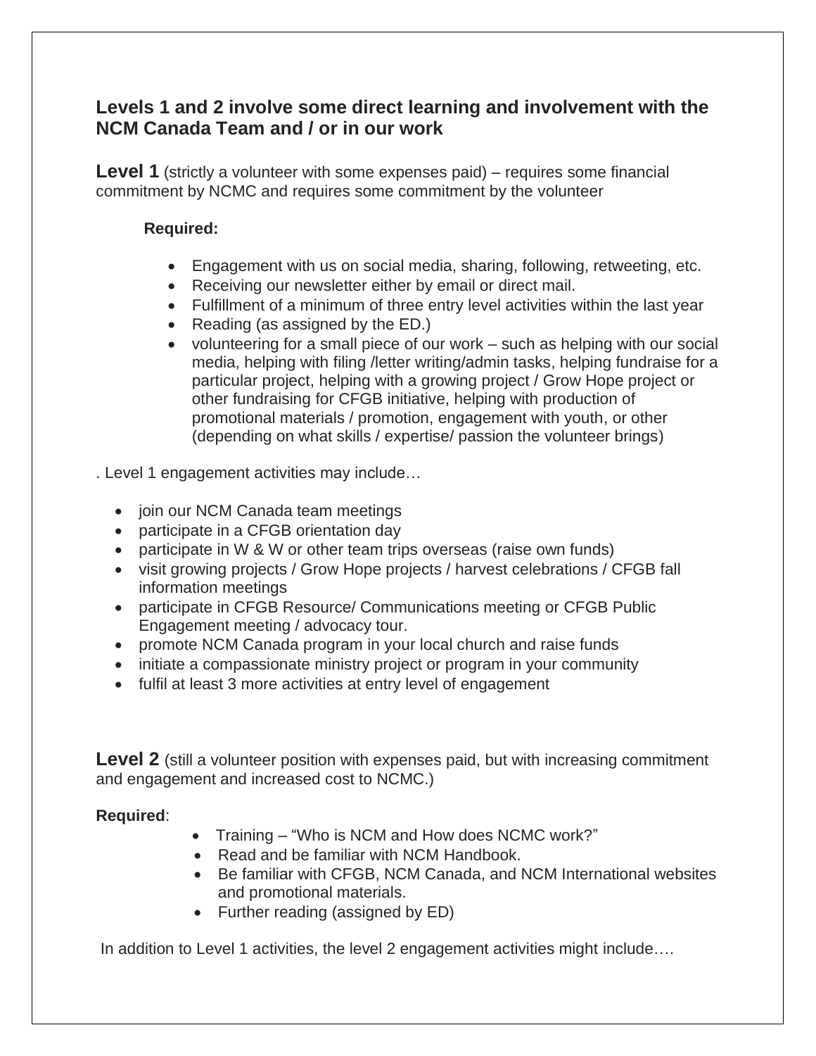## Levels 1 and 2 involve some direct learning and involvement with the NCM Canada Team and / or in our work

**Level 1** (strictly a volunteer with some expenses paid) – requires some financial commitment by NCMC and requires some commitment by the volunteer

**Required:**

- Engagement with us on social media, sharing, following, retweeting, etc.
- Receiving our newsletter either by email or direct mail.
- Fulfillment of a minimum of three entry level activities within the last year
- Reading (as assigned by the ED.)
- volunteering for a small piece of our work – such as helping with our social media, helping with filing /letter writing/admin tasks, helping fundraise for a particular project, helping with a growing project / Grow Hope project or other fundraising for CFGB initiative, helping with production of promotional materials / promotion, engagement with youth, or other (depending on what skills / expertise/ passion the volunteer brings)

. Level 1 engagement activities may include…

- join our NCM Canada team meetings
- participate in a CFGB orientation day
- participate in W & W or other team trips overseas (raise own funds)
- visit growing projects / Grow Hope projects / harvest celebrations / CFGB fall information meetings
- participate in CFGB Resource/ Communications meeting or CFGB Public Engagement meeting / advocacy tour.
- promote NCM Canada program in your local church and raise funds
- initiate a compassionate ministry project or program in your community
- fulfil at least 3 more activities at entry level of engagement

**Level 2** (still a volunteer position with expenses paid, but with increasing commitment and engagement and increased cost to NCMC.)

**Required**:

- Training – "Who is NCM and How does NCMC work?"
- Read and be familiar with NCM Handbook.
- Be familiar with CFGB, NCM Canada, and NCM International websites and promotional materials.
- Further reading (assigned by ED)

In addition to Level 1 activities, the level 2 engagement activities might include….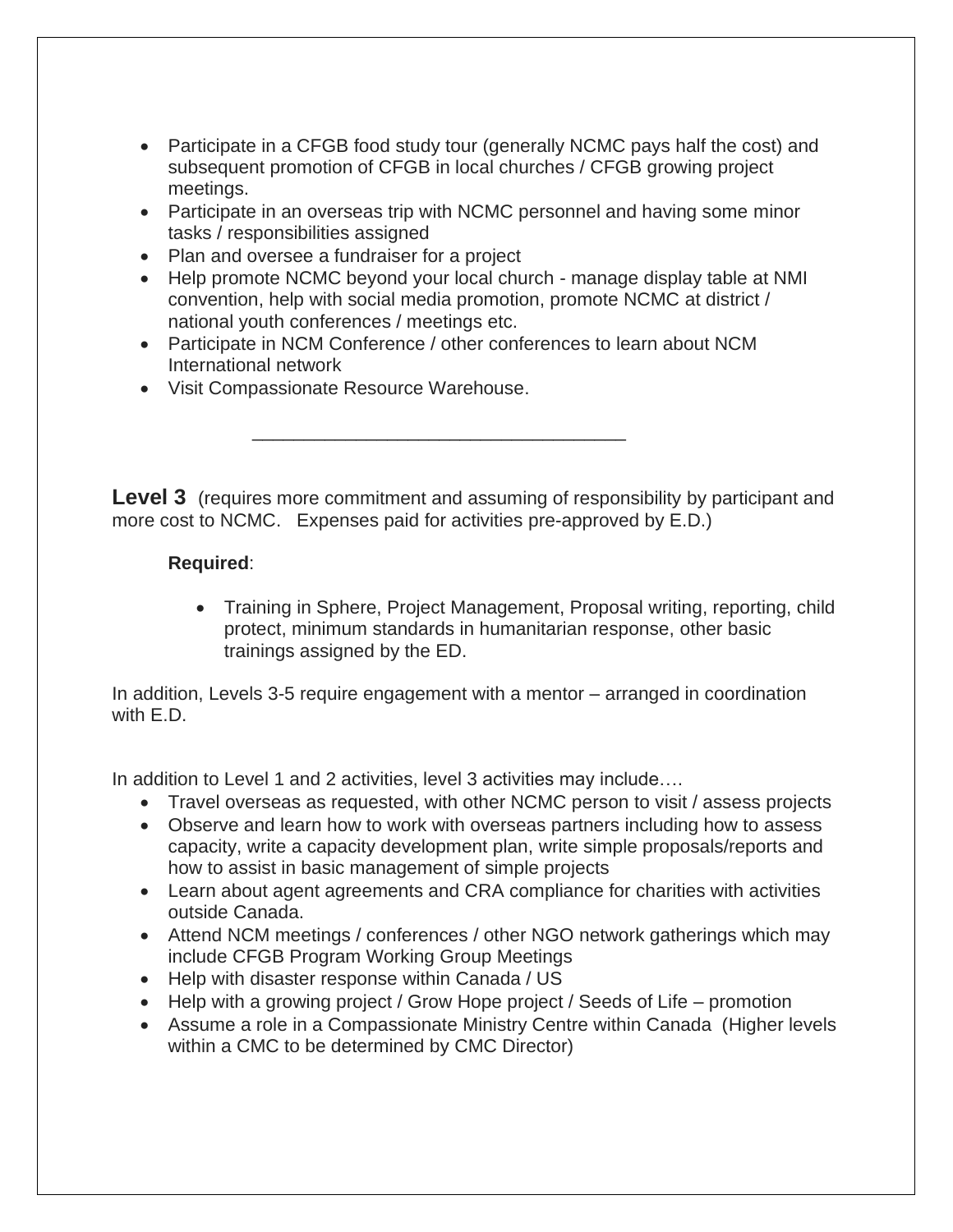- Participate in a CFGB food study tour (generally NCMC pays half the cost) and subsequent promotion of CFGB in local churches / CFGB growing project meetings.
- Participate in an overseas trip with NCMC personnel and having some minor tasks / responsibilities assigned
- Plan and oversee a fundraiser for a project
- Help promote NCMC beyond your local church - manage display table at NMI convention, help with social media promotion, promote NCMC at district / national youth conferences / meetings etc.
- Participate in NCM Conference / other conferences to learn about NCM International network
- Visit Compassionate Resource Warehouse.

___________________________________

**Level 3** (requires more commitment and assuming of responsibility by participant and more cost to NCMC. Expenses paid for activities pre-approved by E.D.)

**Required**:

- Training in Sphere, Project Management, Proposal writing, reporting, child protect, minimum standards in humanitarian response, other basic trainings assigned by the ED.

In addition, Levels 3-5 require engagement with a mentor – arranged in coordination with E.D.

In addition to Level 1 and 2 activities, level 3 activities may include….

- Travel overseas as requested, with other NCMC person to visit / assess projects
- Observe and learn how to work with overseas partners including how to assess capacity, write a capacity development plan, write simple proposals/reports and how to assist in basic management of simple projects
- Learn about agent agreements and CRA compliance for charities with activities outside Canada.
- Attend NCM meetings / conferences / other NGO network gatherings which may include CFGB Program Working Group Meetings
- Help with disaster response within Canada / US
- Help with a growing project / Grow Hope project / Seeds of Life – promotion
- Assume a role in a Compassionate Ministry Centre within Canada (Higher levels within a CMC to be determined by CMC Director)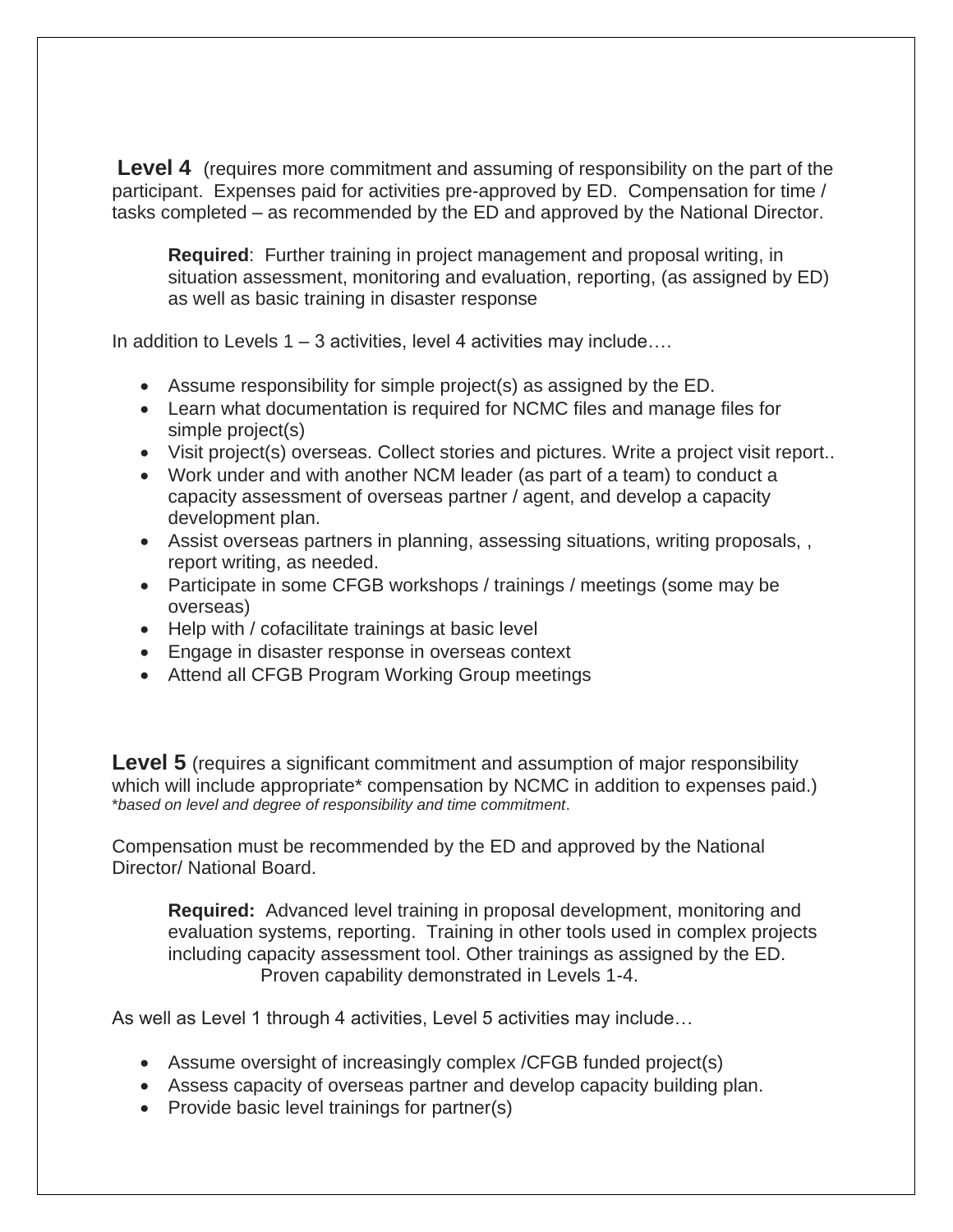**Level 4** (requires more commitment and assuming of responsibility on the part of the participant. Expenses paid for activities pre-approved by ED. Compensation for time / tasks completed – as recommended by the ED and approved by the National Director.

> **Required**: Further training in project management and proposal writing, in situation assessment, monitoring and evaluation, reporting, (as assigned by ED) as well as basic training in disaster response

In addition to Levels 1 – 3 activities, level 4 activities may include….

- Assume responsibility for simple project(s) as assigned by the ED.
- Learn what documentation is required for NCMC files and manage files for simple project(s)
- Visit project(s) overseas. Collect stories and pictures. Write a project visit report..
- Work under and with another NCM leader (as part of a team) to conduct a capacity assessment of overseas partner / agent, and develop a capacity development plan.
- Assist overseas partners in planning, assessing situations, writing proposals, , report writing, as needed.
- Participate in some CFGB workshops / trainings / meetings (some may be overseas)
- Help with / cofacilitate trainings at basic level
- Engage in disaster response in overseas context
- Attend all CFGB Program Working Group meetings

**Level 5** (requires a significant commitment and assumption of major responsibility which will include appropriate* compensation by NCMC in addition to expenses paid.)
*\*based on level and degree of responsibility and time commitment*.

Compensation must be recommended by the ED and approved by the National Director/ National Board.

> **Required:** Advanced level training in proposal development, monitoring and evaluation systems, reporting. Training in other tools used in complex projects including capacity assessment tool. Other trainings as assigned by the ED.
> Proven capability demonstrated in Levels 1-4.

As well as Level 1 through 4 activities, Level 5 activities may include…

- Assume oversight of increasingly complex /CFGB funded project(s)
- Assess capacity of overseas partner and develop capacity building plan.
- Provide basic level trainings for partner(s)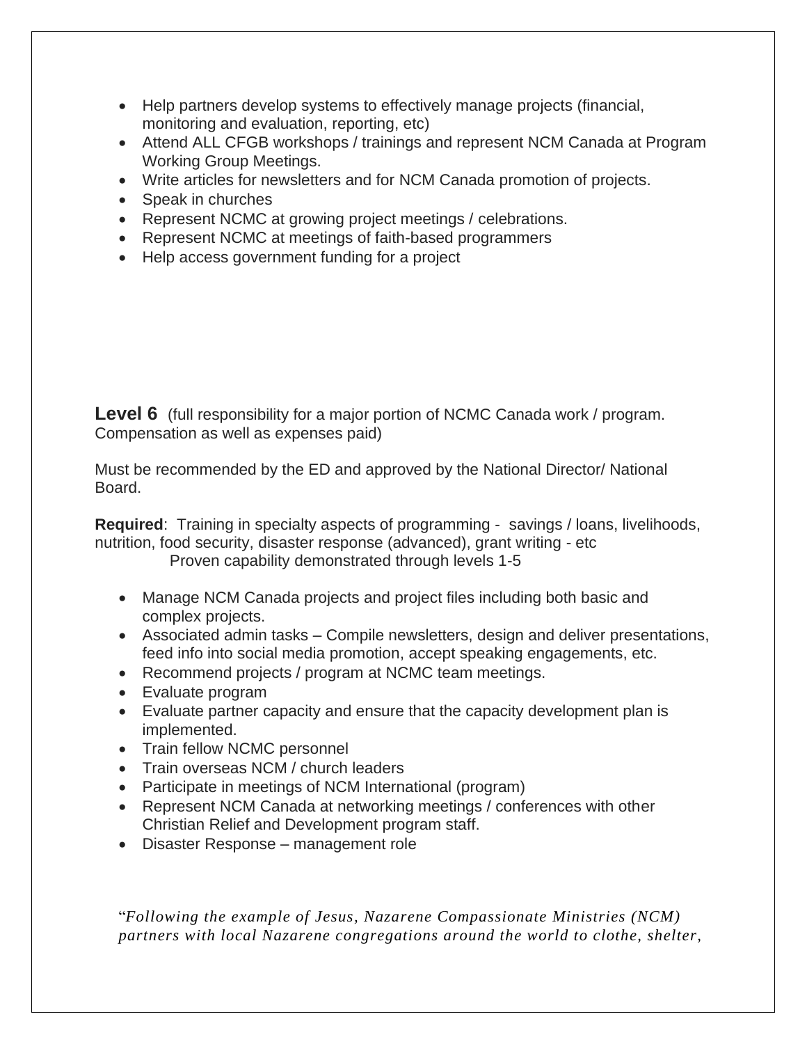- Help partners develop systems to effectively manage projects (financial, monitoring and evaluation, reporting, etc)
- Attend ALL CFGB workshops / trainings and represent NCM Canada at Program Working Group Meetings.
- Write articles for newsletters and for NCM Canada promotion of projects.
- Speak in churches
- Represent NCMC at growing project meetings / celebrations.
- Represent NCMC at meetings of faith-based programmers
- Help access government funding for a project

**Level 6** (full responsibility for a major portion of NCMC Canada work / program. Compensation as well as expenses paid)

Must be recommended by the ED and approved by the National Director/ National Board.

**Required**: Training in specialty aspects of programming - savings / loans, livelihoods, nutrition, food security, disaster response (advanced), grant writing - etc
Proven capability demonstrated through levels 1-5

- Manage NCM Canada projects and project files including both basic and complex projects.
- Associated admin tasks – Compile newsletters, design and deliver presentations, feed info into social media promotion, accept speaking engagements, etc.
- Recommend projects / program at NCMC team meetings.
- Evaluate program
- Evaluate partner capacity and ensure that the capacity development plan is implemented.
- Train fellow NCMC personnel
- Train overseas NCM / church leaders
- Participate in meetings of NCM International (program)
- Represent NCM Canada at networking meetings / conferences with other Christian Relief and Development program staff.
- Disaster Response – management role

"*Following the example of Jesus, Nazarene Compassionate Ministries (NCM) partners with local Nazarene congregations around the world to clothe, shelter,*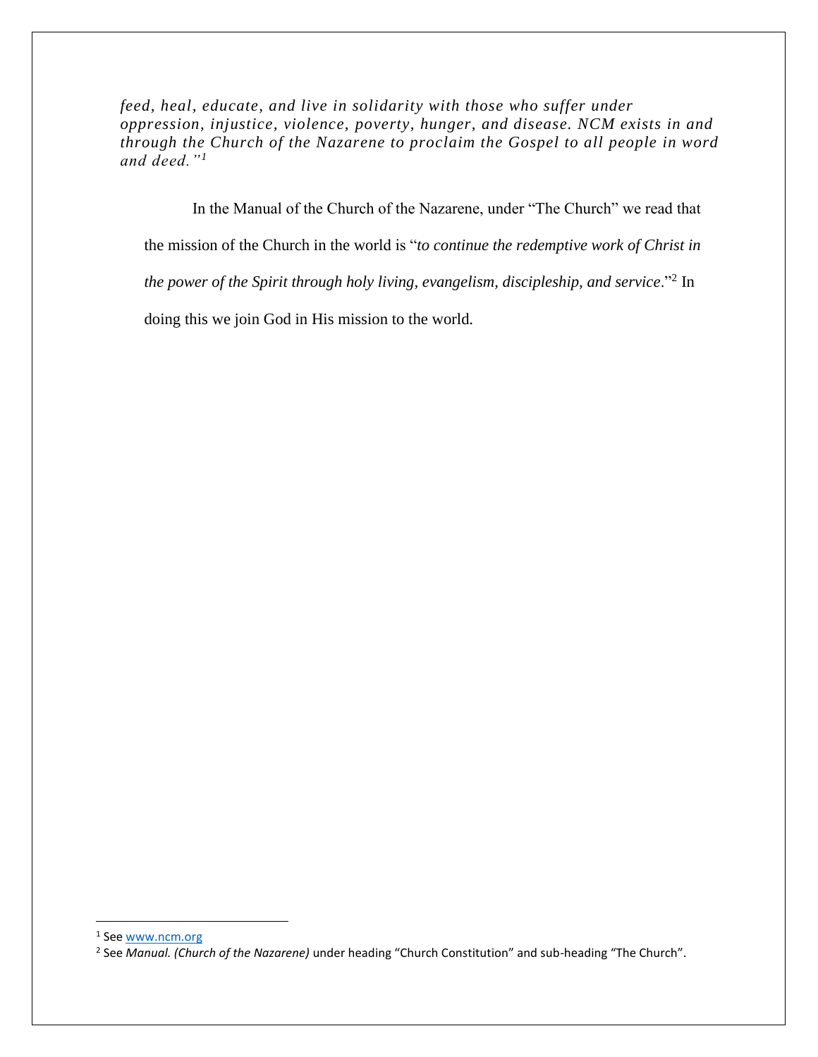*feed, heal, educate, and live in solidarity with those who suffer under oppression, injustice, violence, poverty, hunger, and disease. NCM exists in and through the Church of the Nazarene to proclaim the Gospel to all people in word and deed."*[1]

In the Manual of the Church of the Nazarene, under "The Church" we read that the mission of the Church in the world is "*to continue the redemptive work of Christ in the power of the Spirit through holy living, evangelism, discipleship, and service*."[2] In doing this we join God in His mission to the world.

---

[1] See www.ncm.org

[2] See *Manual. (Church of the Nazarene)* under heading "Church Constitution" and sub-heading "The Church".